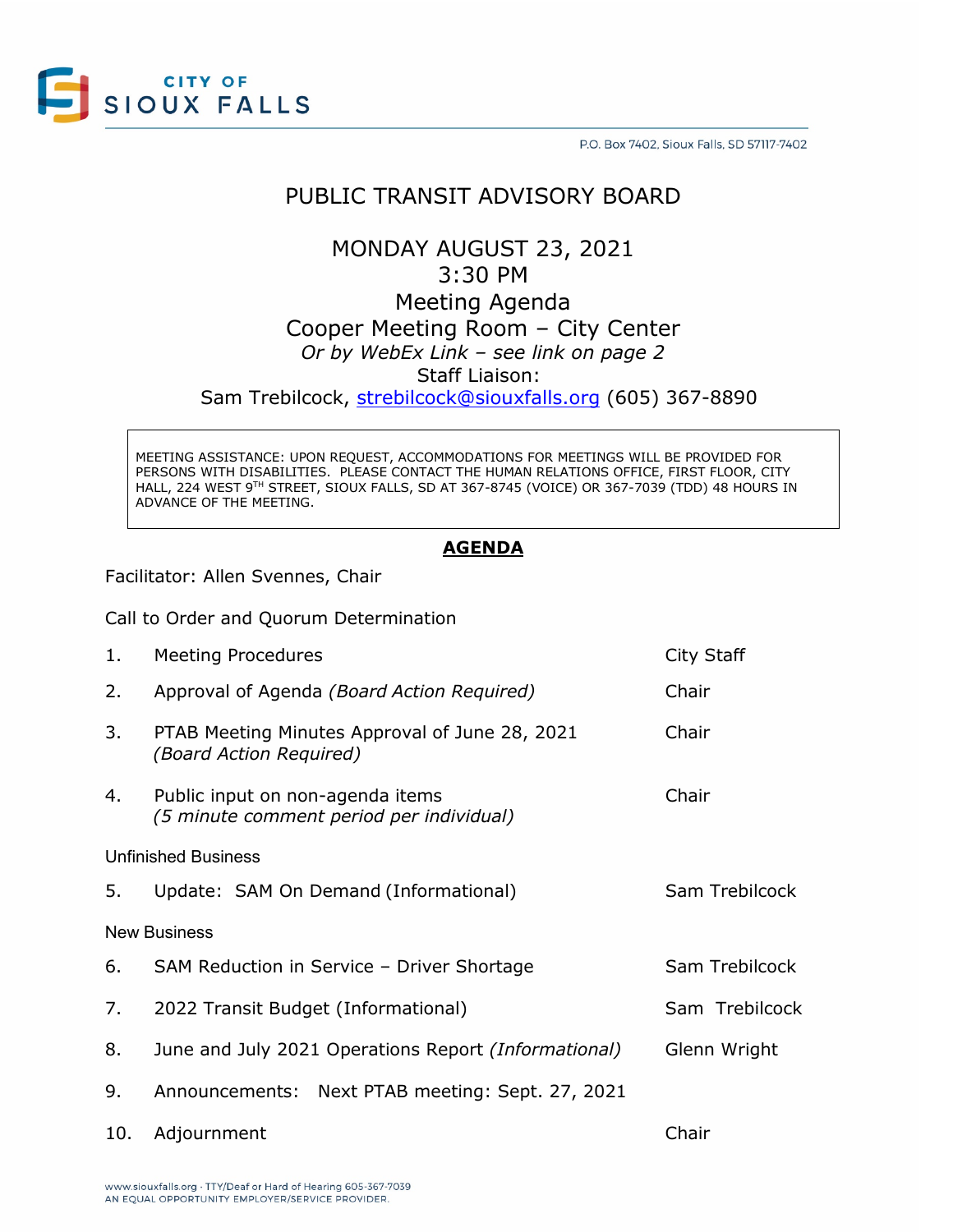CITY OF SIOUX FALLS

P.O. Box 7402, Sioux Falls, SD 57117-7402

# PUBLIC TRANSIT ADVISORY BOARD

## MONDAY AUGUST 23, 2021
## 3:30 PM
## Meeting Agenda
## Cooper Meeting Room – City Center

*Or by WebEx Link – see link on page 2*

Staff Liaison:
Sam Trebilcock, strebilcock@siouxfalls.org (605) 367-8890

> MEETING ASSISTANCE: UPON REQUEST, ACCOMMODATIONS FOR MEETINGS WILL BE PROVIDED FOR PERSONS WITH DISABILITIES. PLEASE CONTACT THE HUMAN RELATIONS OFFICE, FIRST FLOOR, CITY HALL, 224 WEST 9TH STREET, SIOUX FALLS, SD AT 367-8745 (VOICE) OR 367-7039 (TDD) 48 HOURS IN ADVANCE OF THE MEETING.

**AGENDA**

Facilitator: Allen Svennes, Chair

Call to Order and Quorum Determination

| | | |
|---|---|---|
| 1. | Meeting Procedures | City Staff |
| 2. | Approval of Agenda *(Board Action Required)* | Chair |
| 3. | PTAB Meeting Minutes Approval of June 28, 2021 *(Board Action Required)* | Chair |
| 4. | Public input on non-agenda items *(5 minute comment period per individual)* | Chair |

Unfinished Business

| | | |
|---|---|---|
| 5. | Update: SAM On Demand (Informational) | Sam Trebilcock |

New Business

| | | |
|---|---|---|
| 6. | SAM Reduction in Service – Driver Shortage | Sam Trebilcock |
| 7. | 2022 Transit Budget (Informational) | Sam Trebilcock |
| 8. | June and July 2021 Operations Report *(Informational)* | Glenn Wright |
| 9. | Announcements: Next PTAB meeting: Sept. 27, 2021 | |
| 10. | Adjournment | Chair |

www.siouxfalls.org · TTY/Deaf or Hard of Hearing 605-367-7039
AN EQUAL OPPORTUNITY EMPLOYER/SERVICE PROVIDER.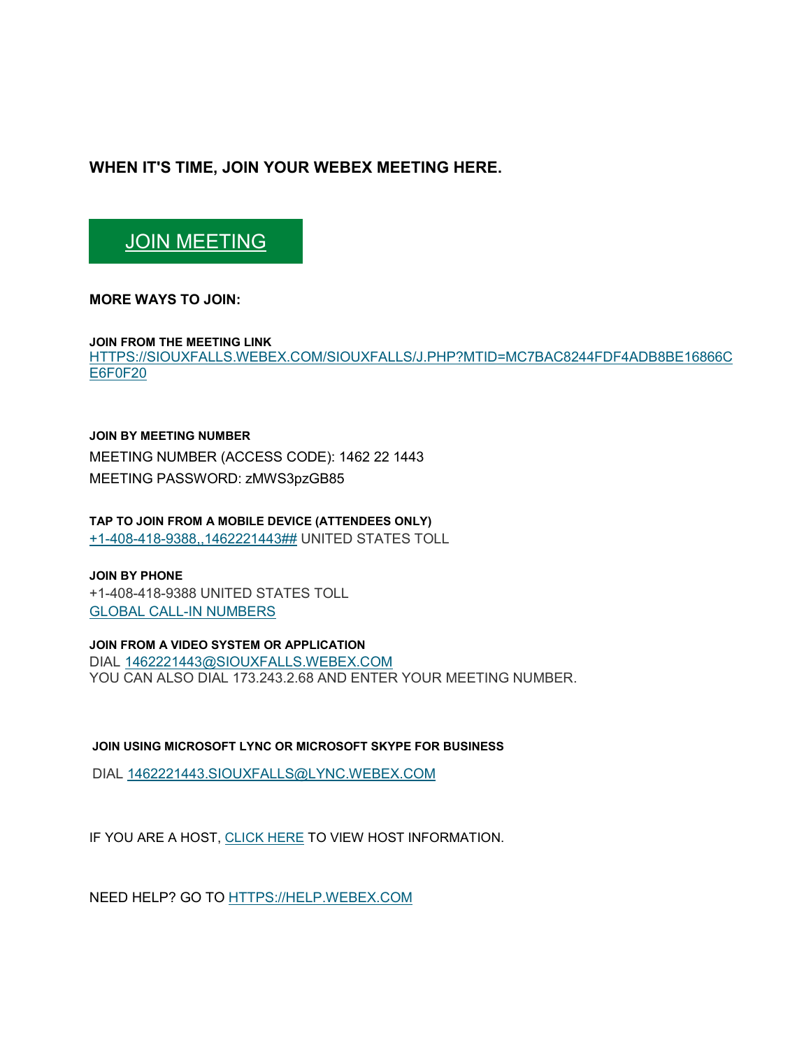## WHEN IT'S TIME, JOIN YOUR WEBEX MEETING HERE.

[JOIN MEETING]

**MORE WAYS TO JOIN:**

**JOIN FROM THE MEETING LINK**
HTTPS://SIOUXFALLS.WEBEX.COM/SIOUXFALLS/J.PHP?MTID=MC7BAC8244FDF4ADB8BE16866CE6F0F20

**JOIN BY MEETING NUMBER**
MEETING NUMBER (ACCESS CODE): 1462 22 1443
MEETING PASSWORD: zMWS3pzGB85

**TAP TO JOIN FROM A MOBILE DEVICE (ATTENDEES ONLY)**
+1-408-418-9388,,1462221443## UNITED STATES TOLL

**JOIN BY PHONE**
+1-408-418-9388 UNITED STATES TOLL
GLOBAL CALL-IN NUMBERS

**JOIN FROM A VIDEO SYSTEM OR APPLICATION**
DIAL 1462221443@SIOUXFALLS.WEBEX.COM
YOU CAN ALSO DIAL 173.243.2.68 AND ENTER YOUR MEETING NUMBER.

**JOIN USING MICROSOFT LYNC OR MICROSOFT SKYPE FOR BUSINESS**

DIAL 1462221443.SIOUXFALLS@LYNC.WEBEX.COM

IF YOU ARE A HOST, CLICK HERE TO VIEW HOST INFORMATION.

NEED HELP? GO TO HTTPS://HELP.WEBEX.COM